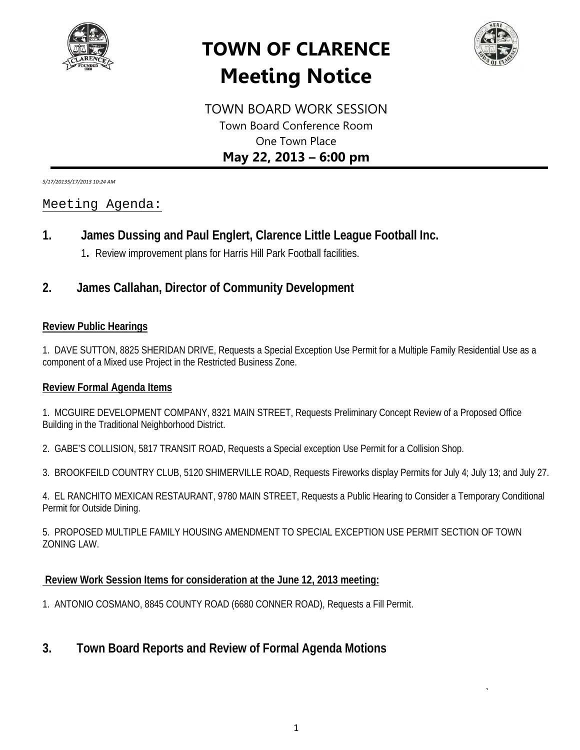# TOWN OF CLARENCE
# Meeting Notice

TOWN BOARD WORK SESSION
Town Board Conference Room
One Town Place
**May 22, 2013 – 6:00 pm**

*5/17/20135/17/2013 10:24 AM*

## Meeting Agenda:

## 1. James Dussing and Paul Englert, Clarence Little League Football Inc.

1. Review improvement plans for Harris Hill Park Football facilities.

## 2. James Callahan, Director of Community Development

**Review Public Hearings**

1. DAVE SUTTON, 8825 SHERIDAN DRIVE, Requests a Special Exception Use Permit for a Multiple Family Residential Use as a component of a Mixed use Project in the Restricted Business Zone.

**Review Formal Agenda Items**

1. MCGUIRE DEVELOPMENT COMPANY, 8321 MAIN STREET, Requests Preliminary Concept Review of a Proposed Office Building in the Traditional Neighborhood District.

2. GABE'S COLLISION, 5817 TRANSIT ROAD, Requests a Special exception Use Permit for a Collision Shop.

3. BROOKFEILD COUNTRY CLUB, 5120 SHIMERVILLE ROAD, Requests Fireworks display Permits for July 4; July 13; and July 27.

4. EL RANCHITO MEXICAN RESTAURANT, 9780 MAIN STREET, Requests a Public Hearing to Consider a Temporary Conditional Permit for Outside Dining.

5. PROPOSED MULTIPLE FAMILY HOUSING AMENDMENT TO SPECIAL EXCEPTION USE PERMIT SECTION OF TOWN ZONING LAW.

**Review Work Session Items for consideration at the June 12, 2013 meeting:**

1. ANTONIO COSMANO, 8845 COUNTY ROAD (6680 CONNER ROAD), Requests a Fill Permit.

## 3. Town Board Reports and Review of Formal Agenda Motions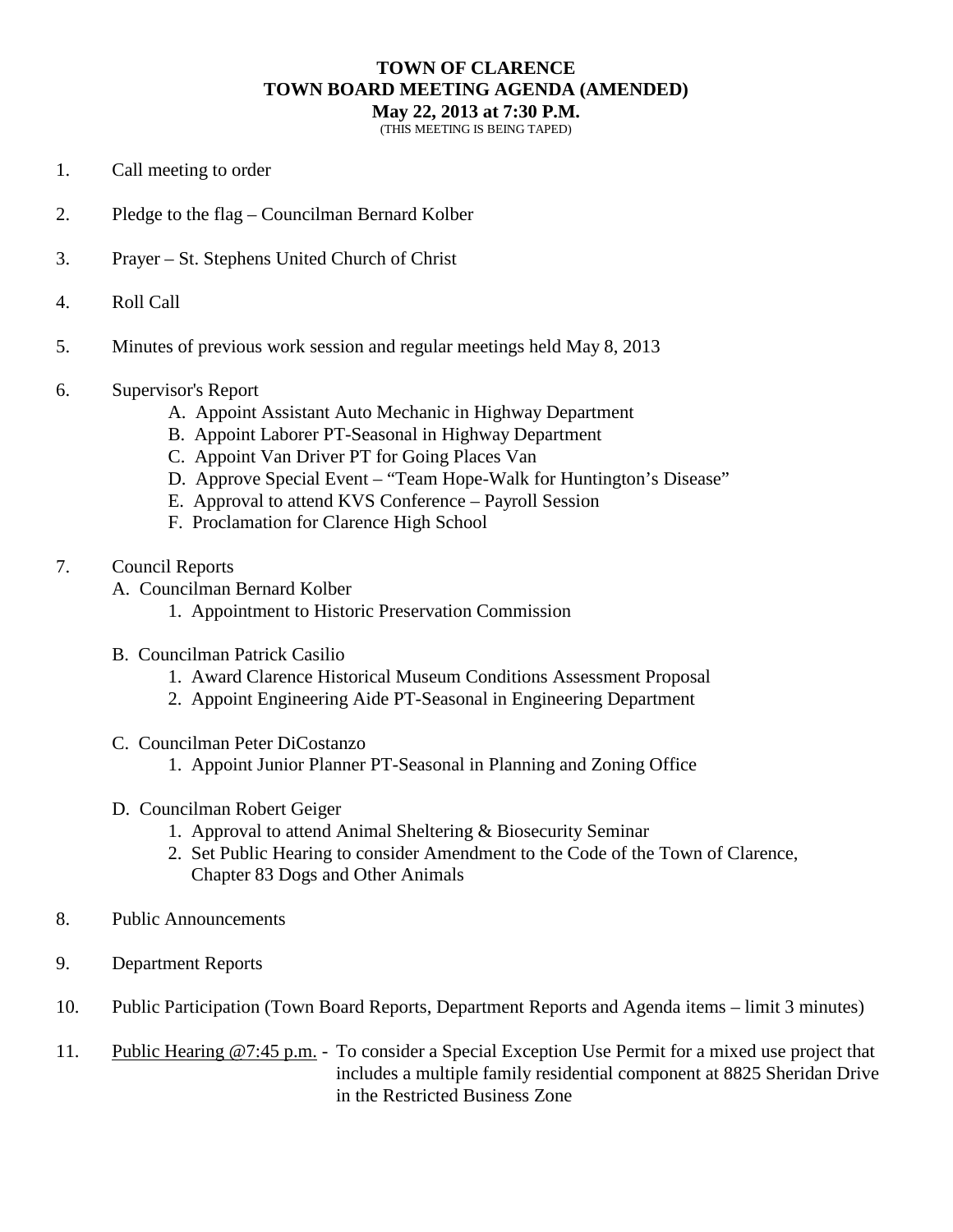**TOWN OF CLARENCE**
**TOWN BOARD MEETING AGENDA (AMENDED)**
**May 22, 2013 at 7:30 P.M.**
(THIS MEETING IS BEING TAPED)

1. Call meeting to order

2. Pledge to the flag – Councilman Bernard Kolber

3. Prayer – St. Stephens United Church of Christ

4. Roll Call

5. Minutes of previous work session and regular meetings held May 8, 2013

6. Supervisor's Report
   - A. Appoint Assistant Auto Mechanic in Highway Department
   - B. Appoint Laborer PT-Seasonal in Highway Department
   - C. Appoint Van Driver PT for Going Places Van
   - D. Approve Special Event – "Team Hope-Walk for Huntington's Disease"
   - E. Approval to attend KVS Conference – Payroll Session
   - F. Proclamation for Clarence High School

7. Council Reports
   - A. Councilman Bernard Kolber
     1. Appointment to Historic Preservation Commission
   - B. Councilman Patrick Casilio
     1. Award Clarence Historical Museum Conditions Assessment Proposal
     2. Appoint Engineering Aide PT-Seasonal in Engineering Department
   - C. Councilman Peter DiCostanzo
     1. Appoint Junior Planner PT-Seasonal in Planning and Zoning Office
   - D. Councilman Robert Geiger
     1. Approval to attend Animal Sheltering & Biosecurity Seminar
     2. Set Public Hearing to consider Amendment to the Code of the Town of Clarence, Chapter 83 Dogs and Other Animals

8. Public Announcements

9. Department Reports

10. Public Participation (Town Board Reports, Department Reports and Agenda items – limit 3 minutes)

11. <u>Public Hearing @7:45 p.m.</u> - To consider a Special Exception Use Permit for a mixed use project that includes a multiple family residential component at 8825 Sheridan Drive in the Restricted Business Zone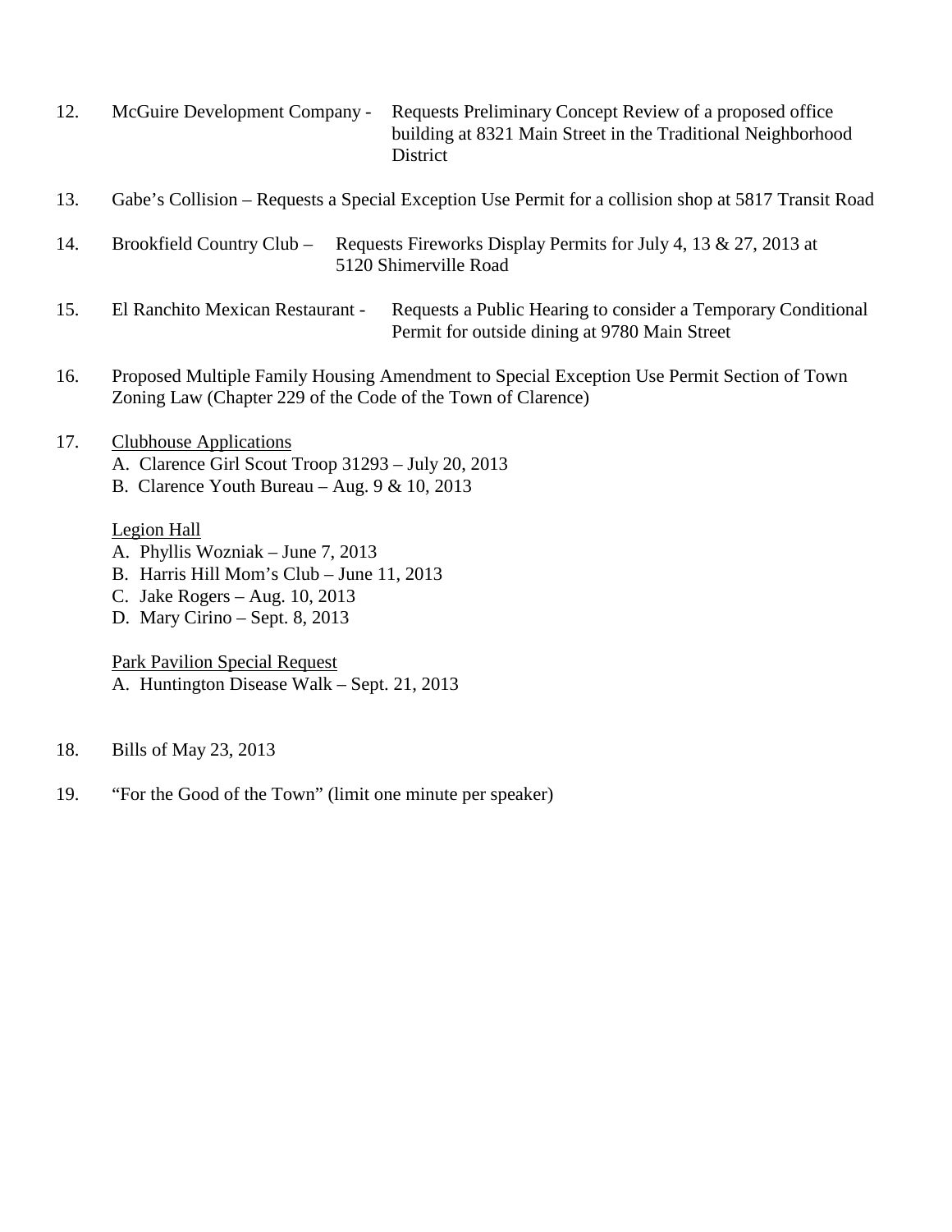12. McGuire Development Company - Requests Preliminary Concept Review of a proposed office building at 8321 Main Street in the Traditional Neighborhood District

13. Gabe's Collision – Requests a Special Exception Use Permit for a collision shop at 5817 Transit Road

14. Brookfield Country Club – Requests Fireworks Display Permits for July 4, 13 & 27, 2013 at 5120 Shimerville Road

15. El Ranchito Mexican Restaurant - Requests a Public Hearing to consider a Temporary Conditional Permit for outside dining at 9780 Main Street

16. Proposed Multiple Family Housing Amendment to Special Exception Use Permit Section of Town Zoning Law (Chapter 229 of the Code of the Town of Clarence)

17. <u>Clubhouse Applications</u>
    A. Clarence Girl Scout Troop 31293 – July 20, 2013
    B. Clarence Youth Bureau – Aug. 9 & 10, 2013

    <u>Legion Hall</u>
    A. Phyllis Wozniak – June 7, 2013
    B. Harris Hill Mom's Club – June 11, 2013
    C. Jake Rogers – Aug. 10, 2013
    D. Mary Cirino – Sept. 8, 2013

    <u>Park Pavilion Special Request</u>
    A. Huntington Disease Walk – Sept. 21, 2013

18. Bills of May 23, 2013

19. "For the Good of the Town" (limit one minute per speaker)